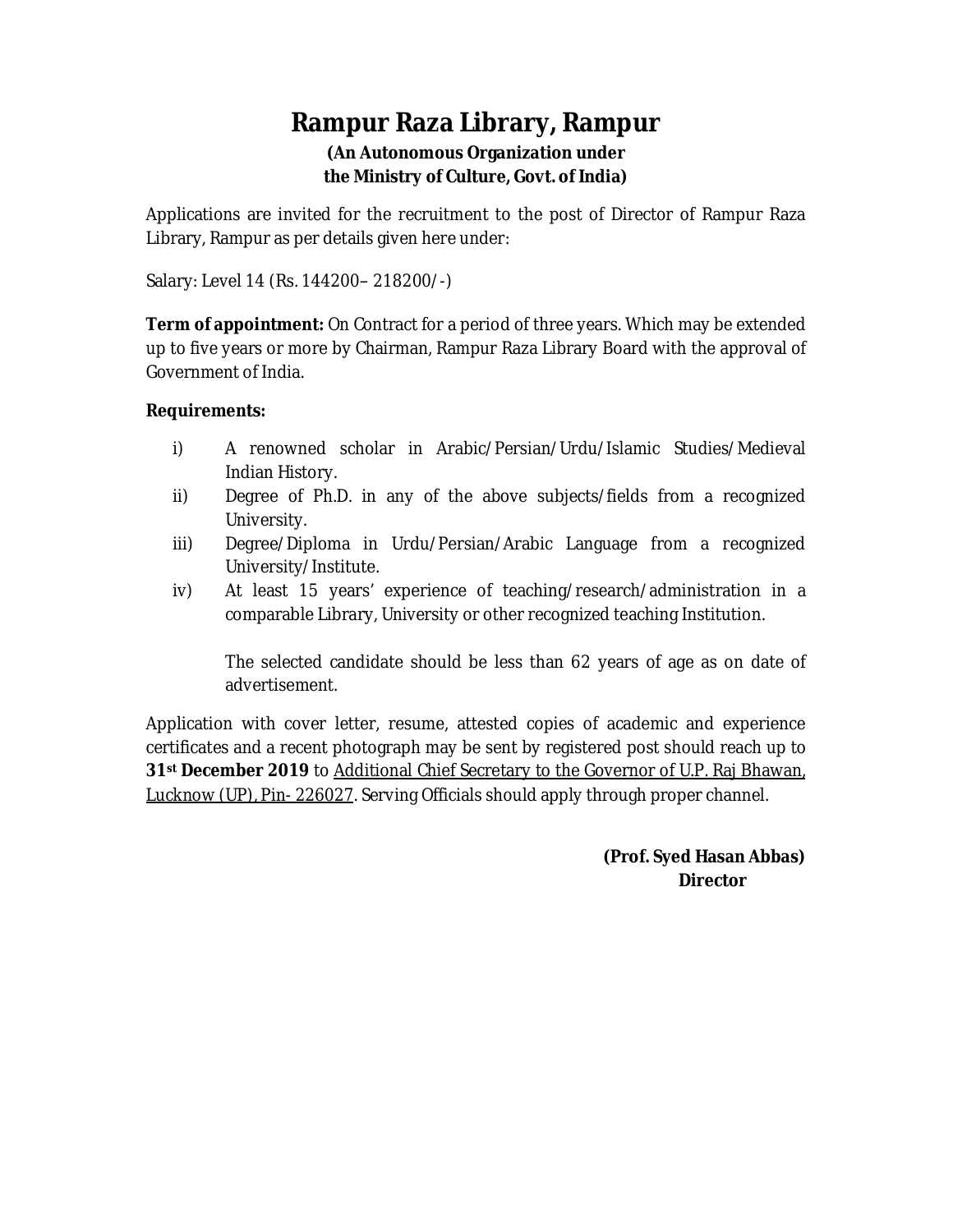# Rampur Raza Library, Rampur

**(An Autonomous Organization under the Ministry of Culture, Govt. of India)**

Applications are invited for the recruitment to the post of Director of Rampur Raza Library, Rampur as per details given here under:

Salary: Level 14 (Rs. 144200– 218200/-)

**Term of appointment:** On Contract for a period of three years. Which may be extended up to five years or more by Chairman, Rampur Raza Library Board with the approval of Government of India.

**Requirements:**

i) A renowned scholar in Arabic/Persian/Urdu/Islamic Studies/Medieval Indian History.

ii) Degree of Ph.D. in any of the above subjects/fields from a recognized University.

iii) Degree/Diploma in Urdu/Persian/Arabic Language from a recognized University/Institute.

iv) At least 15 years' experience of teaching/research/administration in a comparable Library, University or other recognized teaching Institution.

The selected candidate should be less than 62 years of age as on date of advertisement.

Application with cover letter, resume, attested copies of academic and experience certificates and a recent photograph may be sent by registered post should reach up to **31st December 2019** to Additional Chief Secretary to the Governor of U.P. Raj Bhawan, Lucknow (UP), Pin- 226027. Serving Officials should apply through proper channel.

**(Prof. Syed Hasan Abbas)**
**Director**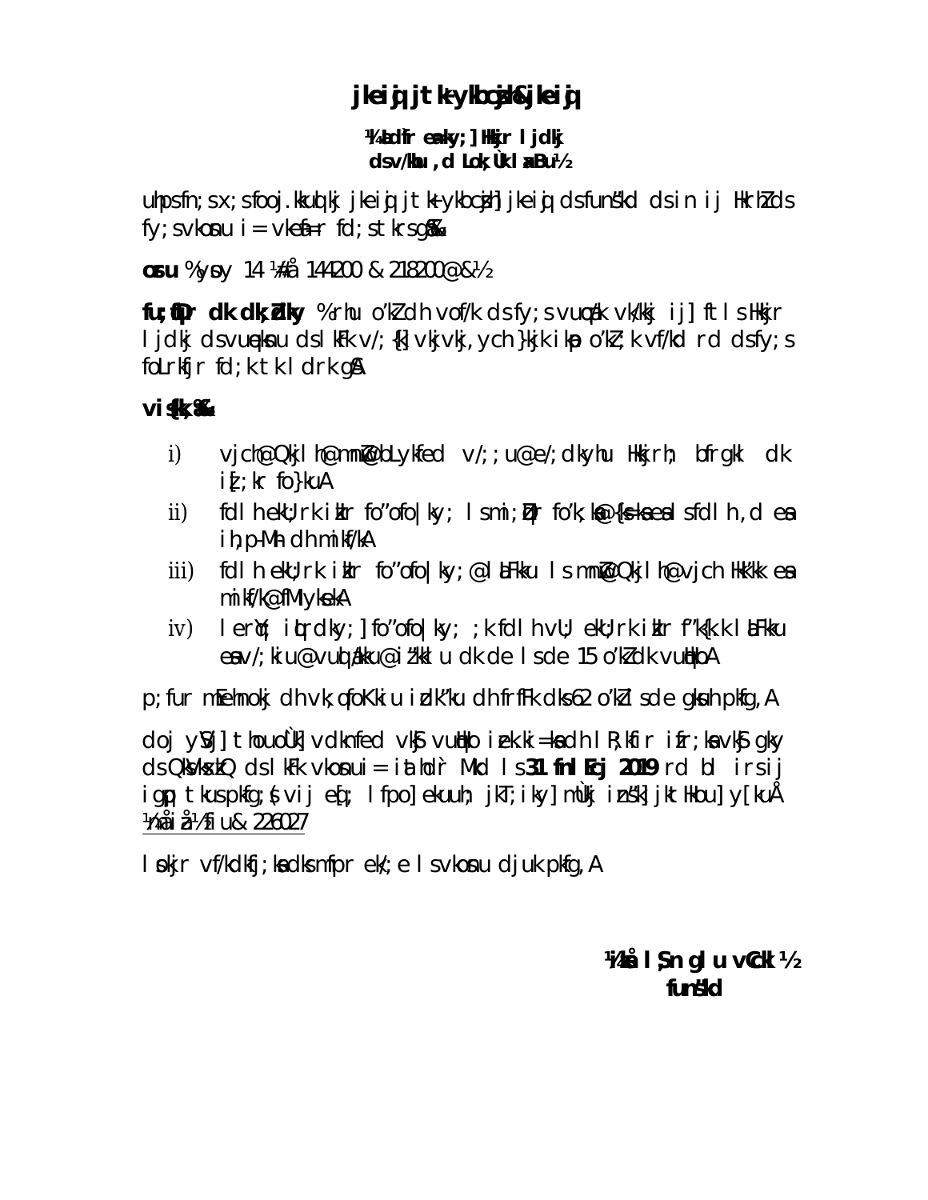# jkeiqj jtk-ylkbcszjh&jkeiqj

**¼laLdfr ea=ky;] Hkkjr ljdkj**
**dsv/khu ,d Lok;Ùk laLFkku½**

uhps fn;s x;s fooj.kkuqlkj jkeiqj jtk-ylkbcszjh] jkeiqj ds funs'kd ds in ij HkrhZ ds fy;s vkosnu i= vkeaf=r fd;s tkrs gSa%&

**osru** %ysoy 14 ¼#å 144200 & 218200@&½

**fu;qfDr dk dk;Zdky** %rhu o"kZ dh vof/k ds fy;s vuqca/k vk/kkj ij] ftls Hkkjr ljdkj ds vuqeksnu ds lkFk v/;{k vkjvkj,ych }kjk ikap o"kZ;k vf/kd rd ds fy;s foLrkfjr fd;k tk ldrk gSA

**vis{kk,a%&**

i) vjch@Qkjlh@mnwZ@bLykfed v/;;u@e/;dkyhu Hkkjrh; bfrgkl dk iz[;kr fo}kuA

ii) fdlh ekU;rk izkIr fo'ofo|ky; lsmi;qZDr fo"k;ksa@{ks=ksa esa lsfdlh ,d esa ih,p-Mh dh mikf/kA

iii) fdlh ekU;rk izkIr fo'ofo|ky;@laLFkku ls mnwZ@Qkjlh@vjch Hkk"kk esa mikf/k@fMIyksekA

iv) lerqY; inq rdky;] fo'ofo|ky; ;k fdlh vU; ekU;rk izkIr f'k{k.k laLFkku esa v/;kiu@vuqla/kku@iz'kklu dk de lsde 15 o"kZ dk vuqHkoA

p;fur mEehnokj dh vk;q foKkiu izdk'ku dh frfFk dks 62 o"kZ ls de gksuh pkfg,A

doj yS Vj] thouo`Ùk] vdknfed vkSj vuqHko izek.k i=ksa dh lR;kfir izfr;ksa vkSj gky ds QksVksxzkQ ds lkFk vkosnu i= iathd`r Mkd ls **31 fnlEcj 2019** rd bl irs ij igqap tkus pkfg;s vij eq[; lfpo] ekuuh; jkT;iky] mÙkj izns'k] jktHkou] y[kuÅ <u>¼m-iz-½fiu& 226027</u>

lsokjr vf/kdkfj;ksa dks mfpr ek/;e ls vkosnu djuk pkfg,A

**¼åå lS;n glu vCckl½**
**funs'kd**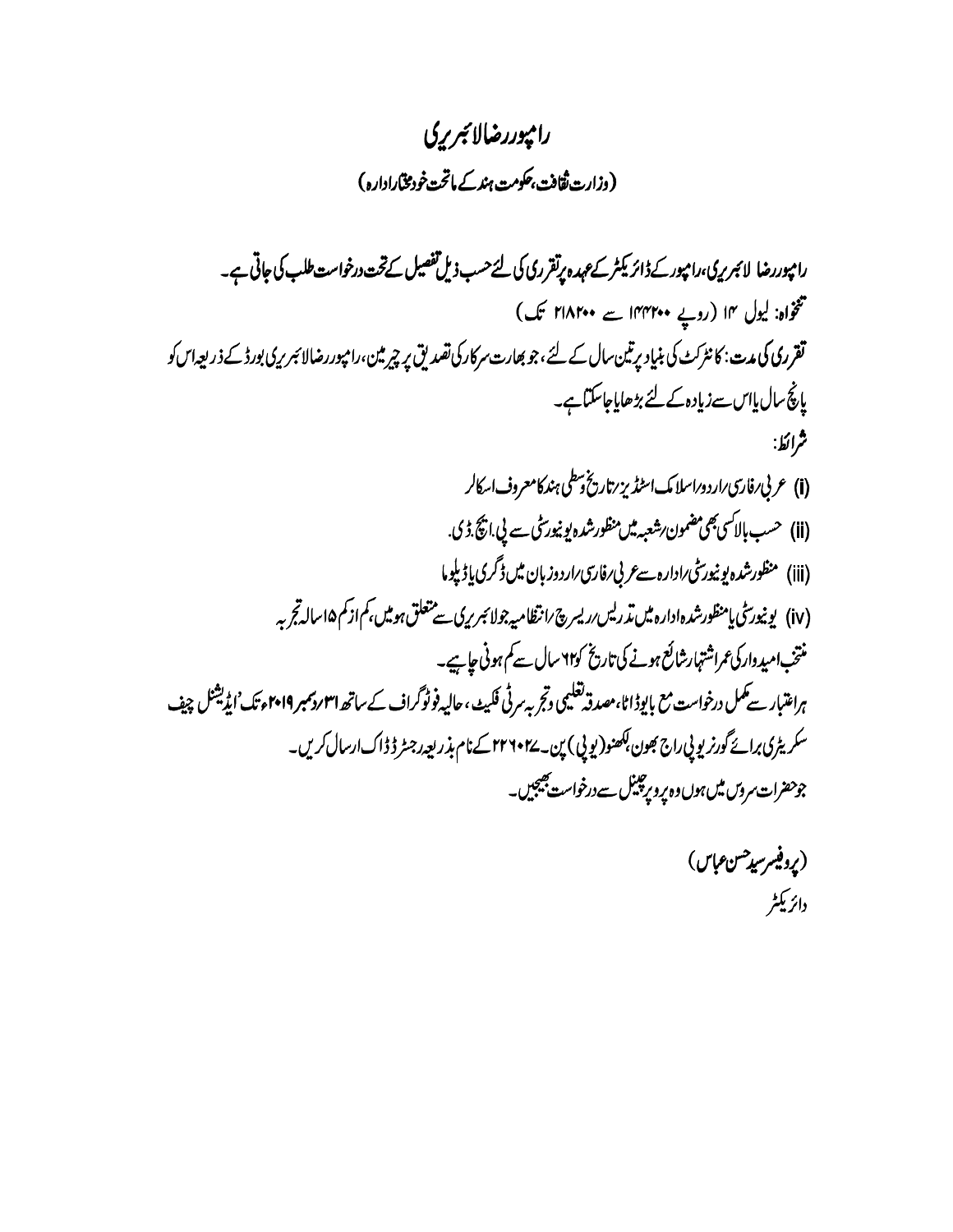# رامپور رضا لائبریری

## (وزارت ثقافت، حکومت ہند کے ماتحت خودمختار ادارہ)

رامپور رضا لائبریری، رامپور کے ڈائریکٹر کے عہدہ پر تقرری کی لئے حسب ذیل تفصیل کے تحت درخواست طلب کی جاتی ہے۔

**تنخواہ:** لیول ۱۴ (روپے ۱۴۴۲۰۰ سے ۲۱۸۲۰۰ تک)

**تقرری کی مدت:** کانٹرکٹ کی بنیاد پر تین سال کے لئے، جو بھارت سرکار کی تصدیق پر چیرمین، رامپور رضا لائبریری بورڈ کے ذریعہ اس کو پانچ سال یا اس سے زیادہ کے لئے بڑھایا جاسکتا ہے۔

**شرائط:**

(i) عربی/فارسی/اردو/اسلامک اسٹڈیز/تاریخ وسطی ہند کا معروف اسکالر

(ii) حسب بالا کسی بھی مضمون/شعبہ میں منظور شدہ یونیورسٹی سے پی.ایچ.ڈی.

(iii) منظور شدہ یونیورسٹی/ادارہ سے عربی/فارسی/اردو زبان میں ڈگری یا ڈپلوما

(iv) یونیورسٹی یا منظور شدہ ادارہ میں تدریس/ریسرچ/انتظامیہ جو لائبریری سے متعلق ہو میں، کم از کم ۱۵ سالہ تجربہ

منتخب امیدوار کی عمر اشتہار شائع ہونے کی تاریخ کو ۶۲ سال سے کم ہونی چاہیے۔

ہر اعتبار سے مکمل درخواست مع بایوڈاٹا، مصدقہ تعلیمی و تجربہ سرٹی فکیٹ، حالیہ فوٹوگراف کے ساتھ ۳۱/دسمبر ۲۰۱۹ء تک 'ایڈیشنل چیف سکریٹری برائے گورنر یوپی راج بھون، لکھنو (یوپی) پن۔۲۲۶۰۲۷ کے نام بذریعہ رجسٹرڈ ڈاک ارسال کریں۔

جو حضرات سروس میں ہوں وہ پروپر چینل سے درخواست بھیجیں۔

(پروفیسر سید حسن عباس)
ڈائریکٹر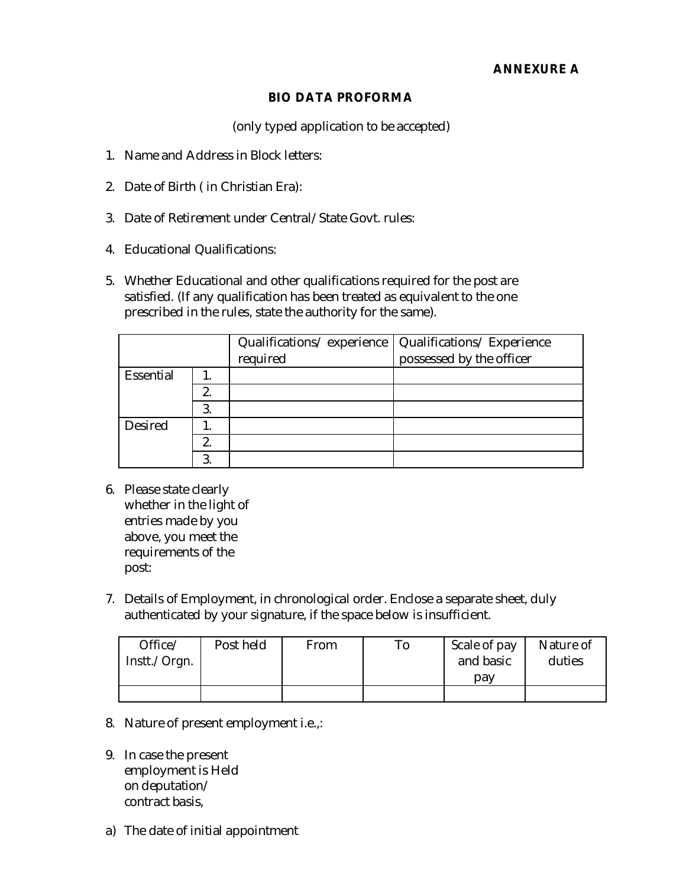**ANNEXURE A**

## BIO DATA PROFORMA

(only typed application to be accepted)

1. Name and Address in Block letters:

2. Date of Birth ( in Christian Era):

3. Date of Retirement under Central/State Govt. rules:

4. Educational Qualifications:

5. Whether Educational and other qualifications required for the post are satisfied. (If any qualification has been treated as equivalent to the one prescribed in the rules, state the authority for the same).

| | | Qualifications/ experience required | Qualifications/ Experience possessed by the officer |
|---|---|---|---|
| Essential | 1. | | |
| | 2. | | |
| | 3. | | |
| Desired | 1. | | |
| | 2. | | |
| | 3. | | |

6. Please state clearly whether in the light of entries made by you above, you meet the requirements of the post:

7. Details of Employment, in chronological order. Enclose a separate sheet, duly authenticated by your signature, if the space below is insufficient.

| Office/ Instt./Orgn. | Post held | From | To | Scale of pay and basic pay | Nature of duties |
|---|---|---|---|---|---|
| | | | | | |

8. Nature of present employment i.e.,:

9. In case the present employment is Held on deputation/ contract basis,

a) The date of initial appointment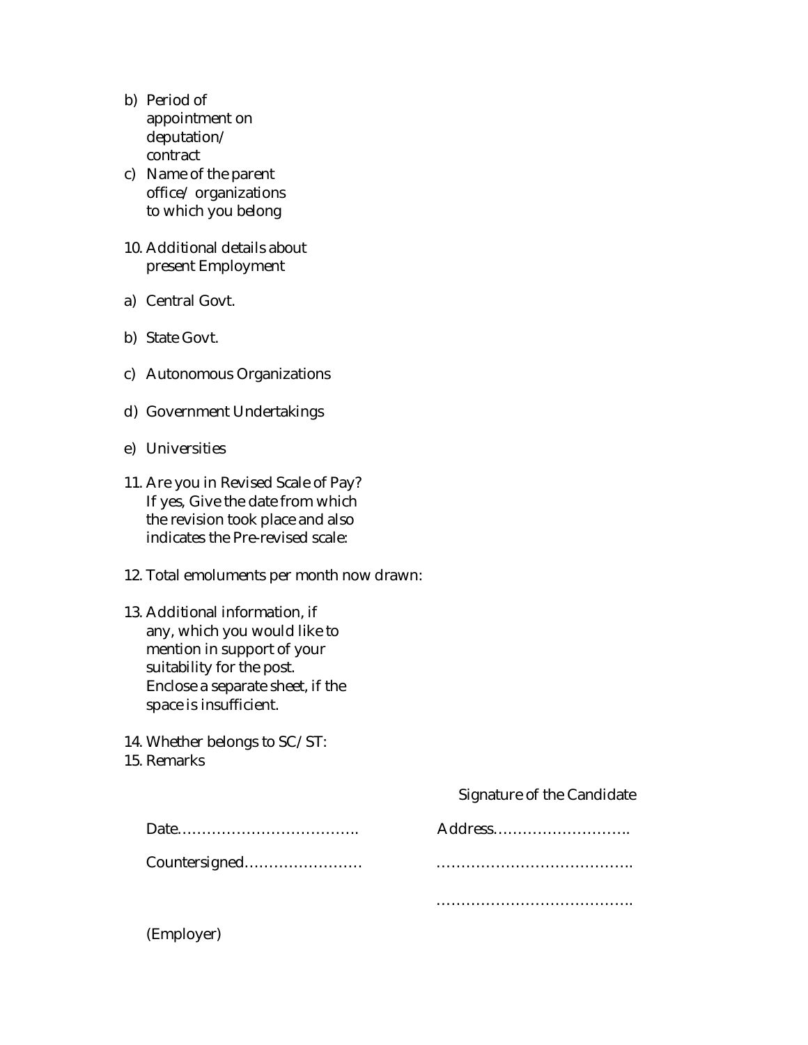b) Period of appointment on deputation/ contract

c) Name of the parent office/ organizations to which you belong

10. Additional details about present Employment

a) Central Govt.

b) State Govt.

c) Autonomous Organizations

d) Government Undertakings

e) Universities

11. Are you in Revised Scale of Pay? If yes, Give the date from which the revision took place and also indicates the Pre-revised scale:

12. Total emoluments per month now drawn:

13. Additional information, if any, which you would like to mention in support of your suitability for the post. Enclose a separate sheet, if the space is insufficient.

14. Whether belongs to SC/ST:

15. Remarks

Signature of the Candidate

Date………………………………. Address……………………….

Countersigned…………………… ………………………………….

………………………………….

(Employer)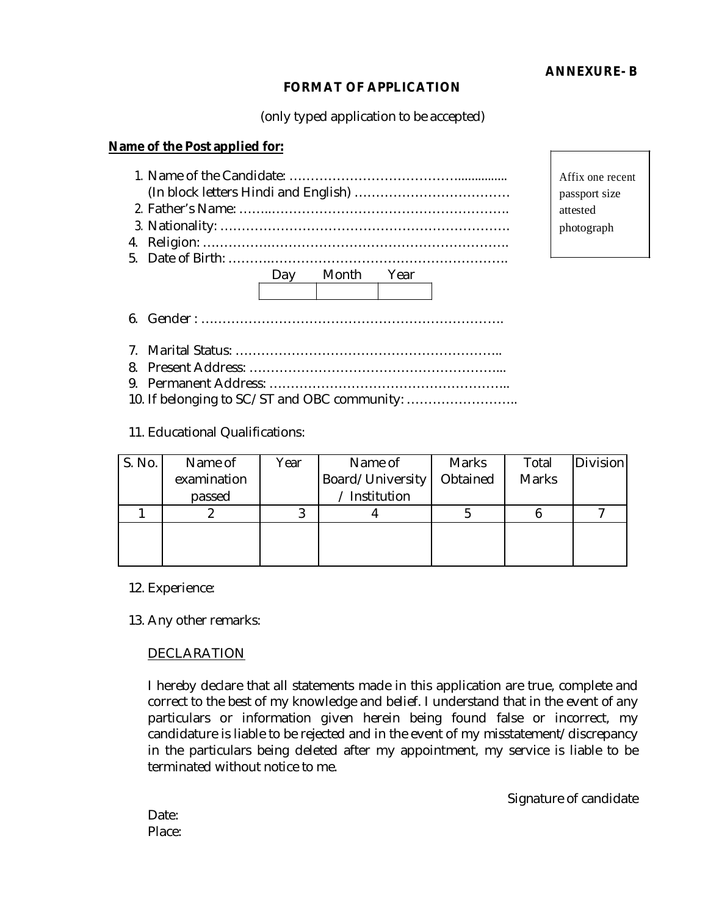**ANNEXURE- B**

**FORMAT OF APPLICATION**

(only typed application to be accepted)

**Name of the Post applied for:**

Affix one recent passport size attested photograph

1. Name of the Candidate: …………………………………..............
   (In block letters Hindi and English) ………………………………
2. Father's Name: ……..……………………………………………….
3. Nationality: ……………………………………………………….
4. Religion: ……………….………………………………………….
5. Date of Birth: ………..…………………………………………….

| Day | Month | Year |
|---|---|---|
| | | |

6. Gender : …………………………………………………………….
7. Marital Status: ……………………………………………………..
8. Present Address: …………………………………………………...
9. Permanent Address: ………………………………………………..
10. If belonging to SC/ST and OBC community: ……………………..
11. Educational Qualifications:

| S. No. | Name of examination passed | Year | Name of Board/University / Institution | Marks Obtained | Total Marks | Division |
|---|---|---|---|---|---|---|
| 1 | 2 | 3 | 4 | 5 | 6 | 7 |
| | | | | | | |

12. Experience:
13. Any other remarks:

DECLARATION

I hereby declare that all statements made in this application are true, complete and correct to the best of my knowledge and belief. I understand that in the event of any particulars or information given herein being found false or incorrect, my candidature is liable to be rejected and in the event of my misstatement/discrepancy in the particulars being deleted after my appointment, my service is liable to be terminated without notice to me.

Signature of candidate

Date:
Place: